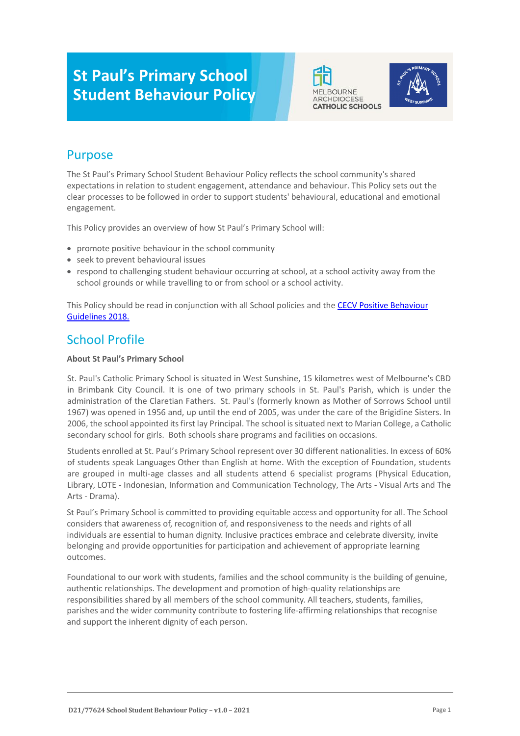# St Paul's Primary School Student Behaviour Policy

## Purpose

The St Paul's Primary School Student Behaviour Policy reflects the school community's shared expectations in relation to student engagement, attendance and behaviour. This Policy sets out the clear processes to be followed in order to support students' behavioural, educational and emotional engagement.

This Policy provides an overview of how St Paul's Primary School will:

- promote positive behaviour in the school community
- seek to prevent behavioural issues
- respond to challenging student behaviour occurring at school, at a school activity away from the school grounds or while travelling to or from school or a school activity.

This Policy should be read in conjunction with all School policies and the [CECV Positive Behaviour Guidelines 2018.]

## School Profile

**About St Paul's Primary School**

St. Paul's Catholic Primary School is situated in West Sunshine, 15 kilometres west of Melbourne's CBD in Brimbank City Council. It is one of two primary schools in St. Paul's Parish, which is under the administration of the Claretian Fathers. St. Paul's (formerly known as Mother of Sorrows School until 1967) was opened in 1956 and, up until the end of 2005, was under the care of the Brigidine Sisters. In 2006, the school appointed its first lay Principal. The school is situated next to Marian College, a Catholic secondary school for girls. Both schools share programs and facilities on occasions.

Students enrolled at St. Paul's Primary School represent over 30 different nationalities. In excess of 60% of students speak Languages Other than English at home. With the exception of Foundation, students are grouped in multi-age classes and all students attend 6 specialist programs (Physical Education, Library, LOTE - Indonesian, Information and Communication Technology, The Arts - Visual Arts and The Arts - Drama).

St Paul's Primary School is committed to providing equitable access and opportunity for all. The School considers that awareness of, recognition of, and responsiveness to the needs and rights of all individuals are essential to human dignity. Inclusive practices embrace and celebrate diversity, invite belonging and provide opportunities for participation and achievement of appropriate learning outcomes.

Foundational to our work with students, families and the school community is the building of genuine, authentic relationships. The development and promotion of high-quality relationships are responsibilities shared by all members of the school community. All teachers, students, families, parishes and the wider community contribute to fostering life-affirming relationships that recognise and support the inherent dignity of each person.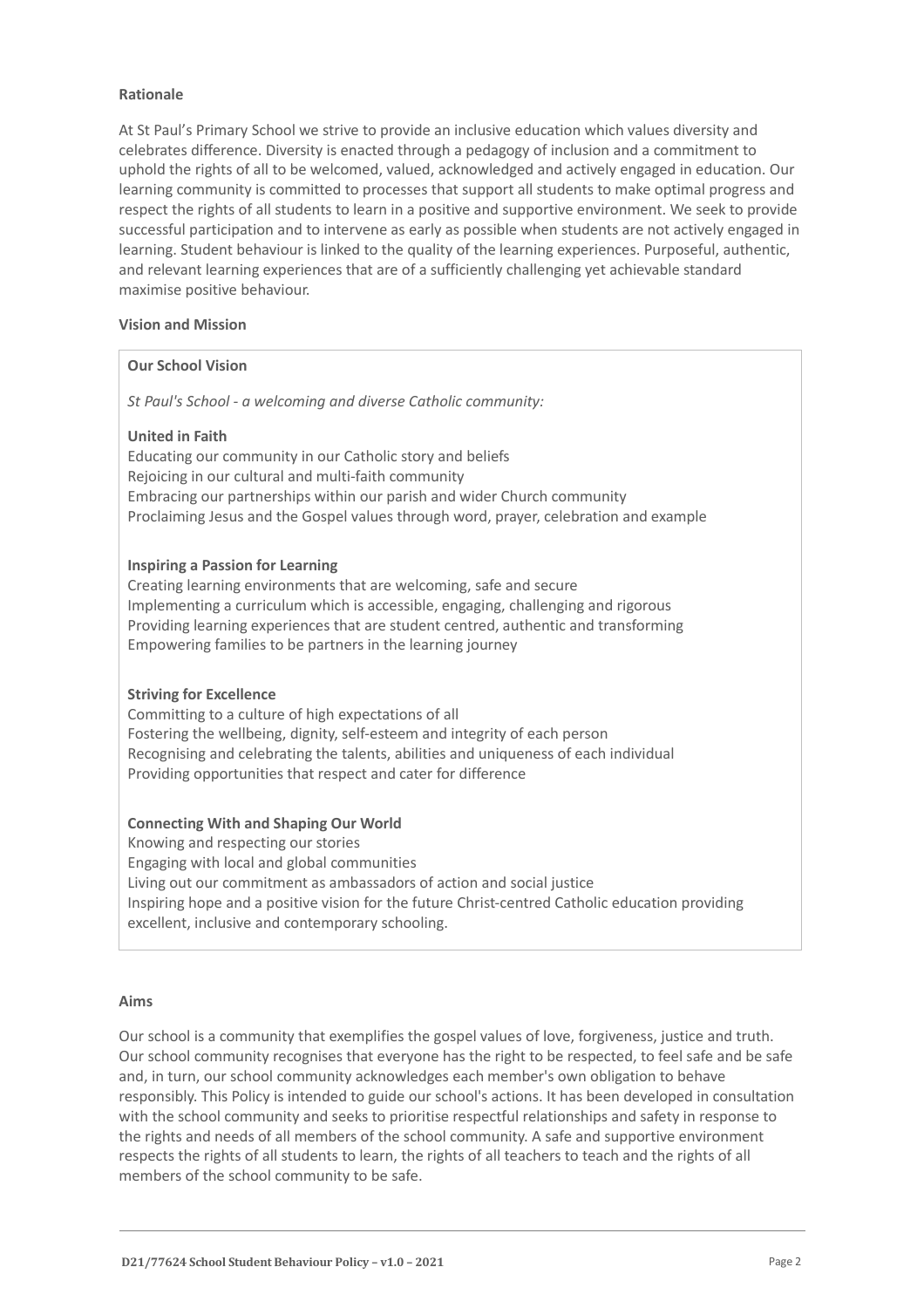**Rationale**

At St Paul's Primary School we strive to provide an inclusive education which values diversity and celebrates difference. Diversity is enacted through a pedagogy of inclusion and a commitment to uphold the rights of all to be welcomed, valued, acknowledged and actively engaged in education. Our learning community is committed to processes that support all students to make optimal progress and respect the rights of all students to learn in a positive and supportive environment. We seek to provide successful participation and to intervene as early as possible when students are not actively engaged in learning. Student behaviour is linked to the quality of the learning experiences. Purposeful, authentic, and relevant learning experiences that are of a sufficiently challenging yet achievable standard maximise positive behaviour.

**Vision and Mission**

**Our School Vision**

*St Paul's School - a welcoming and diverse Catholic community:*

**United in Faith**

Educating our community in our Catholic story and beliefs
Rejoicing in our cultural and multi-faith community
Embracing our partnerships within our parish and wider Church community
Proclaiming Jesus and the Gospel values through word, prayer, celebration and example

**Inspiring a Passion for Learning**

Creating learning environments that are welcoming, safe and secure
Implementing a curriculum which is accessible, engaging, challenging and rigorous
Providing learning experiences that are student centred, authentic and transforming
Empowering families to be partners in the learning journey

**Striving for Excellence**

Committing to a culture of high expectations of all
Fostering the wellbeing, dignity, self-esteem and integrity of each person
Recognising and celebrating the talents, abilities and uniqueness of each individual
Providing opportunities that respect and cater for difference

**Connecting With and Shaping Our World**

Knowing and respecting our stories
Engaging with local and global communities
Living out our commitment as ambassadors of action and social justice
Inspiring hope and a positive vision for the future Christ-centred Catholic education providing excellent, inclusive and contemporary schooling.

**Aims**

Our school is a community that exemplifies the gospel values of love, forgiveness, justice and truth. Our school community recognises that everyone has the right to be respected, to feel safe and be safe and, in turn, our school community acknowledges each member's own obligation to behave responsibly. This Policy is intended to guide our school's actions. It has been developed in consultation with the school community and seeks to prioritise respectful relationships and safety in response to the rights and needs of all members of the school community. A safe and supportive environment respects the rights of all students to learn, the rights of all teachers to teach and the rights of all members of the school community to be safe.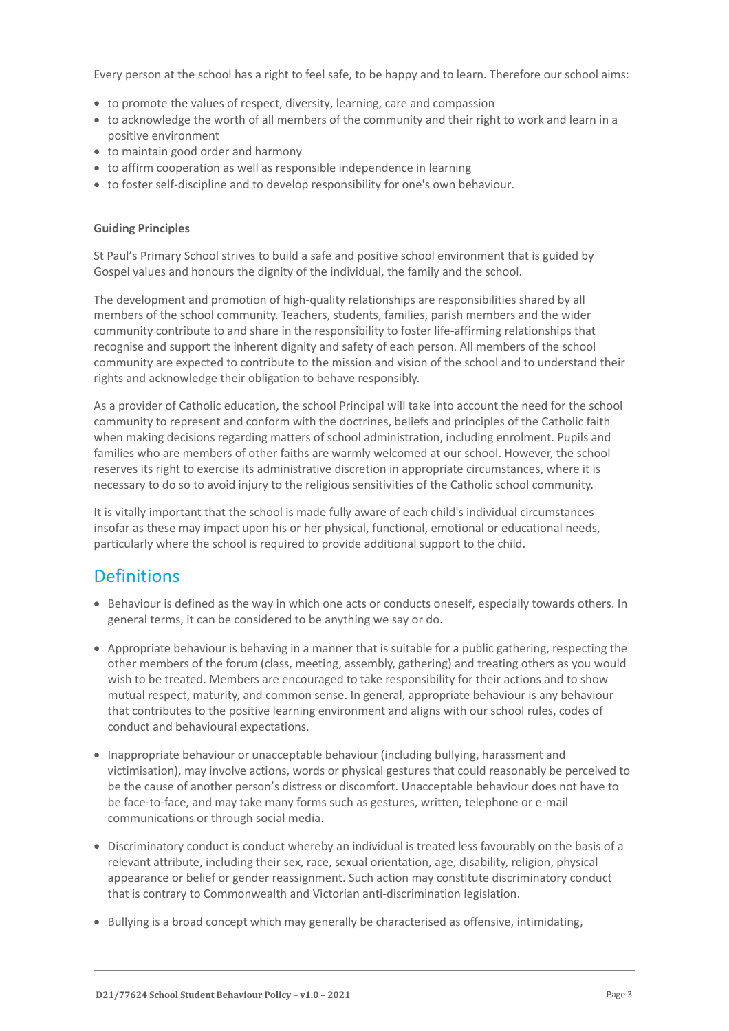Every person at the school has a right to feel safe, to be happy and to learn. Therefore our school aims:

- to promote the values of respect, diversity, learning, care and compassion
- to acknowledge the worth of all members of the community and their right to work and learn in a positive environment
- to maintain good order and harmony
- to affirm cooperation as well as responsible independence in learning
- to foster self-discipline and to develop responsibility for one's own behaviour.

**Guiding Principles**

St Paul's Primary School strives to build a safe and positive school environment that is guided by Gospel values and honours the dignity of the individual, the family and the school.

The development and promotion of high-quality relationships are responsibilities shared by all members of the school community. Teachers, students, families, parish members and the wider community contribute to and share in the responsibility to foster life-affirming relationships that recognise and support the inherent dignity and safety of each person. All members of the school community are expected to contribute to the mission and vision of the school and to understand their rights and acknowledge their obligation to behave responsibly.

As a provider of Catholic education, the school Principal will take into account the need for the school community to represent and conform with the doctrines, beliefs and principles of the Catholic faith when making decisions regarding matters of school administration, including enrolment. Pupils and families who are members of other faiths are warmly welcomed at our school. However, the school reserves its right to exercise its administrative discretion in appropriate circumstances, where it is necessary to do so to avoid injury to the religious sensitivities of the Catholic school community.

It is vitally important that the school is made fully aware of each child's individual circumstances insofar as these may impact upon his or her physical, functional, emotional or educational needs, particularly where the school is required to provide additional support to the child.

## Definitions

- Behaviour is defined as the way in which one acts or conducts oneself, especially towards others. In general terms, it can be considered to be anything we say or do.

- Appropriate behaviour is behaving in a manner that is suitable for a public gathering, respecting the other members of the forum (class, meeting, assembly, gathering) and treating others as you would wish to be treated. Members are encouraged to take responsibility for their actions and to show mutual respect, maturity, and common sense. In general, appropriate behaviour is any behaviour that contributes to the positive learning environment and aligns with our school rules, codes of conduct and behavioural expectations.

- Inappropriate behaviour or unacceptable behaviour (including bullying, harassment and victimisation), may involve actions, words or physical gestures that could reasonably be perceived to be the cause of another person's distress or discomfort. Unacceptable behaviour does not have to be face-to-face, and may take many forms such as gestures, written, telephone or e-mail communications or through social media.

- Discriminatory conduct is conduct whereby an individual is treated less favourably on the basis of a relevant attribute, including their sex, race, sexual orientation, age, disability, religion, physical appearance or belief or gender reassignment. Such action may constitute discriminatory conduct that is contrary to Commonwealth and Victorian anti-discrimination legislation.

- Bullying is a broad concept which may generally be characterised as offensive, intimidating,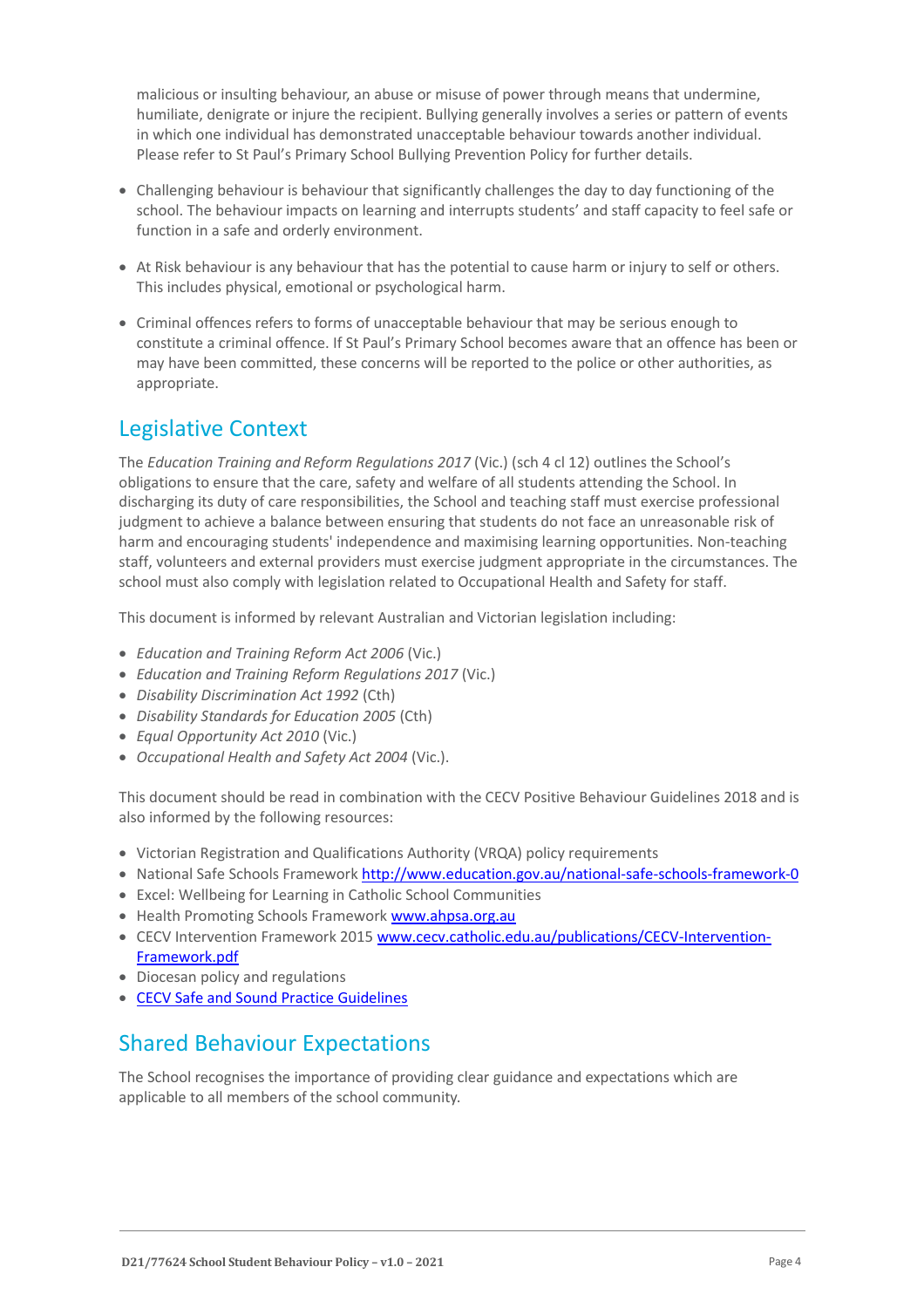malicious or insulting behaviour, an abuse or misuse of power through means that undermine, humiliate, denigrate or injure the recipient. Bullying generally involves a series or pattern of events in which one individual has demonstrated unacceptable behaviour towards another individual. Please refer to St Paul's Primary School Bullying Prevention Policy for further details.

- Challenging behaviour is behaviour that significantly challenges the day to day functioning of the school. The behaviour impacts on learning and interrupts students' and staff capacity to feel safe or function in a safe and orderly environment.
- At Risk behaviour is any behaviour that has the potential to cause harm or injury to self or others. This includes physical, emotional or psychological harm.
- Criminal offences refers to forms of unacceptable behaviour that may be serious enough to constitute a criminal offence. If St Paul's Primary School becomes aware that an offence has been or may have been committed, these concerns will be reported to the police or other authorities, as appropriate.

## Legislative Context

The *Education Training and Reform Regulations 2017* (Vic.) (sch 4 cl 12) outlines the School's obligations to ensure that the care, safety and welfare of all students attending the School. In discharging its duty of care responsibilities, the School and teaching staff must exercise professional judgment to achieve a balance between ensuring that students do not face an unreasonable risk of harm and encouraging students' independence and maximising learning opportunities. Non-teaching staff, volunteers and external providers must exercise judgment appropriate in the circumstances. The school must also comply with legislation related to Occupational Health and Safety for staff.

This document is informed by relevant Australian and Victorian legislation including:

- *Education and Training Reform Act 2006* (Vic.)
- *Education and Training Reform Regulations 2017* (Vic.)
- *Disability Discrimination Act 1992* (Cth)
- *Disability Standards for Education 2005* (Cth)
- *Equal Opportunity Act 2010* (Vic.)
- *Occupational Health and Safety Act 2004* (Vic.).

This document should be read in combination with the CECV Positive Behaviour Guidelines 2018 and is also informed by the following resources:

- Victorian Registration and Qualifications Authority (VRQA) policy requirements
- National Safe Schools Framework http://www.education.gov.au/national-safe-schools-framework-0
- Excel: Wellbeing for Learning in Catholic School Communities
- Health Promoting Schools Framework www.ahpsa.org.au
- CECV Intervention Framework 2015 www.cecv.catholic.edu.au/publications/CECV-Intervention-Framework.pdf
- Diocesan policy and regulations
- CECV Safe and Sound Practice Guidelines

## Shared Behaviour Expectations

The School recognises the importance of providing clear guidance and expectations which are applicable to all members of the school community.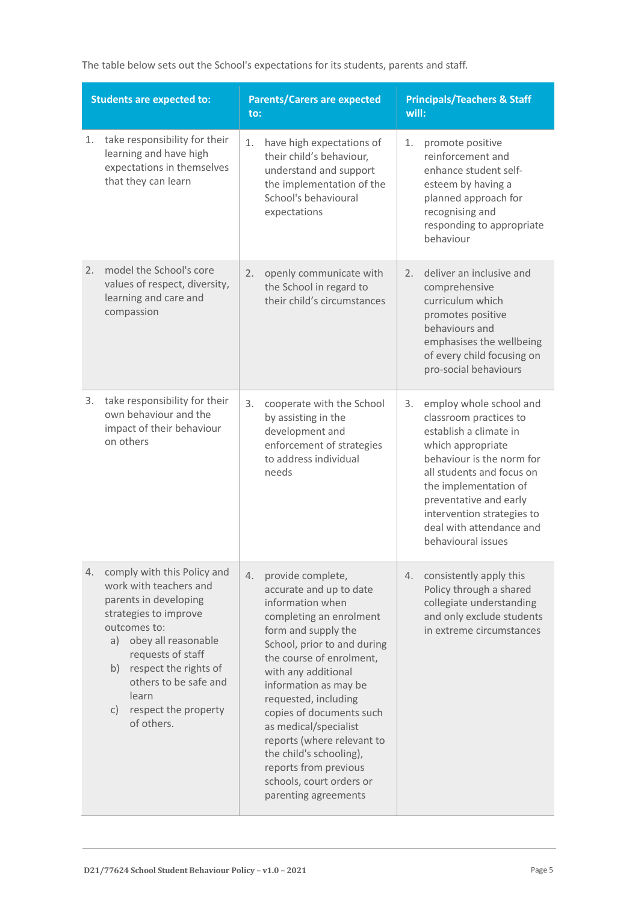The table below sets out the School's expectations for its students, parents and staff.

| Students are expected to: | Parents/Carers are expected to: | Principals/Teachers & Staff will: |
| --- | --- | --- |
| 1. take responsibility for their learning and have high expectations in themselves that they can learn | 1. have high expectations of their child's behaviour, understand and support the implementation of the School's behavioural expectations | 1. promote positive reinforcement and enhance student self-esteem by having a planned approach for recognising and responding to appropriate behaviour |
| 2. model the School's core values of respect, diversity, learning and care and compassion | 2. openly communicate with the School in regard to their child's circumstances | 2. deliver an inclusive and comprehensive curriculum which promotes positive behaviours and emphasises the wellbeing of every child focusing on pro-social behaviours |
| 3. take responsibility for their own behaviour and the impact of their behaviour on others | 3. cooperate with the School by assisting in the development and enforcement of strategies to address individual needs | 3. employ whole school and classroom practices to establish a climate in which appropriate behaviour is the norm for all students and focus on the implementation of preventative and early intervention strategies to deal with attendance and behavioural issues |
| 4. comply with this Policy and work with teachers and parents in developing strategies to improve outcomes to: <br>a) obey all reasonable requests of staff <br>b) respect the rights of others to be safe and learn <br>c) respect the property of others. | 4. provide complete, accurate and up to date information when completing an enrolment form and supply the School, prior to and during the course of enrolment, with any additional information as may be requested, including copies of documents such as medical/specialist reports (where relevant to the child's schooling), reports from previous schools, court orders or parenting agreements | 4. consistently apply this Policy through a shared collegiate understanding and only exclude students in extreme circumstances |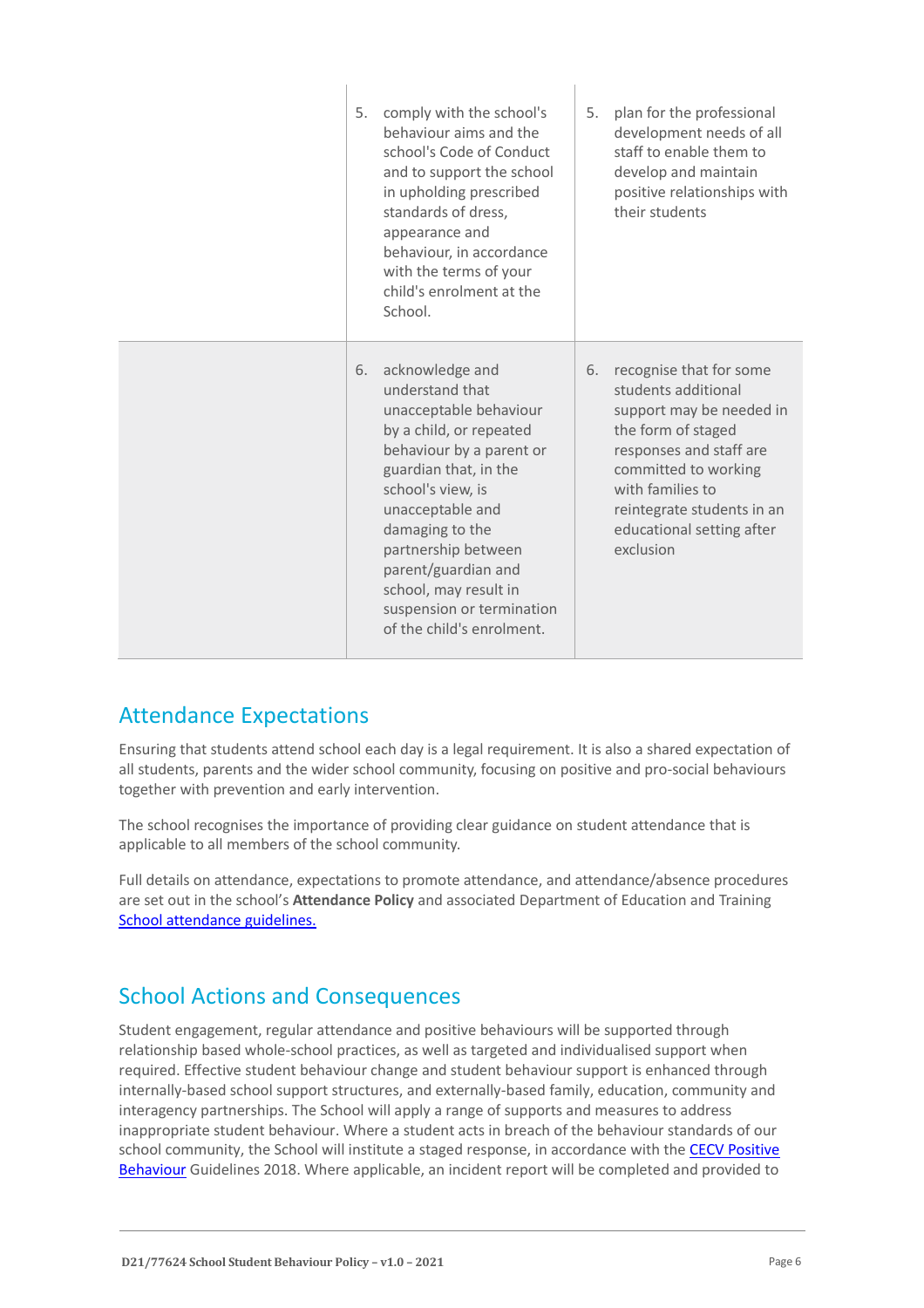| | | |
|---|---|---|
| | 5. comply with the school's behaviour aims and the school's Code of Conduct and to support the school in upholding prescribed standards of dress, appearance and behaviour, in accordance with the terms of your child's enrolment at the School. | 5. plan for the professional development needs of all staff to enable them to develop and maintain positive relationships with their students |
| | 6. acknowledge and understand that unacceptable behaviour by a child, or repeated behaviour by a parent or guardian that, in the school's view, is unacceptable and damaging to the partnership between parent/guardian and school, may result in suspension or termination of the child's enrolment. | 6. recognise that for some students additional support may be needed in the form of staged responses and staff are committed to working with families to reintegrate students in an educational setting after exclusion |

## Attendance Expectations

Ensuring that students attend school each day is a legal requirement. It is also a shared expectation of all students, parents and the wider school community, focusing on positive and pro-social behaviours together with prevention and early intervention.

The school recognises the importance of providing clear guidance on student attendance that is applicable to all members of the school community.

Full details on attendance, expectations to promote attendance, and attendance/absence procedures are set out in the school's **Attendance Policy** and associated Department of Education and Training School attendance guidelines.

## School Actions and Consequences

Student engagement, regular attendance and positive behaviours will be supported through relationship based whole-school practices, as well as targeted and individualised support when required. Effective student behaviour change and student behaviour support is enhanced through internally-based school support structures, and externally-based family, education, community and interagency partnerships. The School will apply a range of supports and measures to address inappropriate student behaviour. Where a student acts in breach of the behaviour standards of our school community, the School will institute a staged response, in accordance with the CECV Positive Behaviour Guidelines 2018. Where applicable, an incident report will be completed and provided to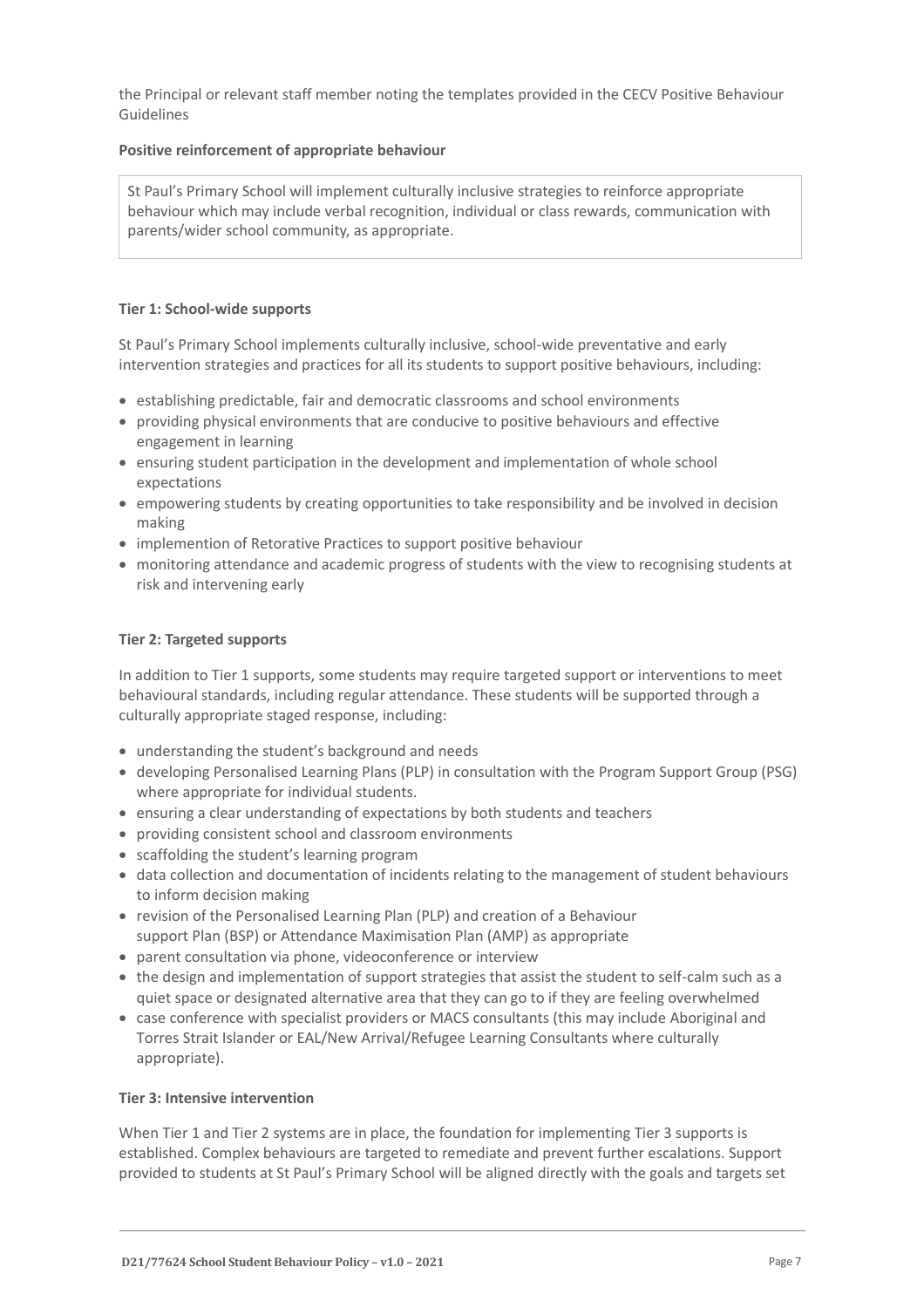the Principal or relevant staff member noting the templates provided in the CECV Positive Behaviour Guidelines

**Positive reinforcement of appropriate behaviour**

St Paul's Primary School will implement culturally inclusive strategies to reinforce appropriate behaviour which may include verbal recognition, individual or class rewards, communication with parents/wider school community, as appropriate.

**Tier 1: School-wide supports**

St Paul's Primary School implements culturally inclusive, school-wide preventative and early intervention strategies and practices for all its students to support positive behaviours, including:

- establishing predictable, fair and democratic classrooms and school environments
- providing physical environments that are conducive to positive behaviours and effective engagement in learning
- ensuring student participation in the development and implementation of whole school expectations
- empowering students by creating opportunities to take responsibility and be involved in decision making
- implemention of Retorative Practices to support positive behaviour
- monitoring attendance and academic progress of students with the view to recognising students at risk and intervening early

**Tier 2: Targeted supports**

In addition to Tier 1 supports, some students may require targeted support or interventions to meet behavioural standards, including regular attendance. These students will be supported through a culturally appropriate staged response, including:

- understanding the student's background and needs
- developing Personalised Learning Plans (PLP) in consultation with the Program Support Group (PSG) where appropriate for individual students.
- ensuring a clear understanding of expectations by both students and teachers
- providing consistent school and classroom environments
- scaffolding the student's learning program
- data collection and documentation of incidents relating to the management of student behaviours to inform decision making
- revision of the Personalised Learning Plan (PLP) and creation of a Behaviour support Plan (BSP) or Attendance Maximisation Plan (AMP) as appropriate
- parent consultation via phone, videoconference or interview
- the design and implementation of support strategies that assist the student to self-calm such as a quiet space or designated alternative area that they can go to if they are feeling overwhelmed
- case conference with specialist providers or MACS consultants (this may include Aboriginal and Torres Strait Islander or EAL/New Arrival/Refugee Learning Consultants where culturally appropriate).

**Tier 3: Intensive intervention**

When Tier 1 and Tier 2 systems are in place, the foundation for implementing Tier 3 supports is established. Complex behaviours are targeted to remediate and prevent further escalations. Support provided to students at St Paul's Primary School will be aligned directly with the goals and targets set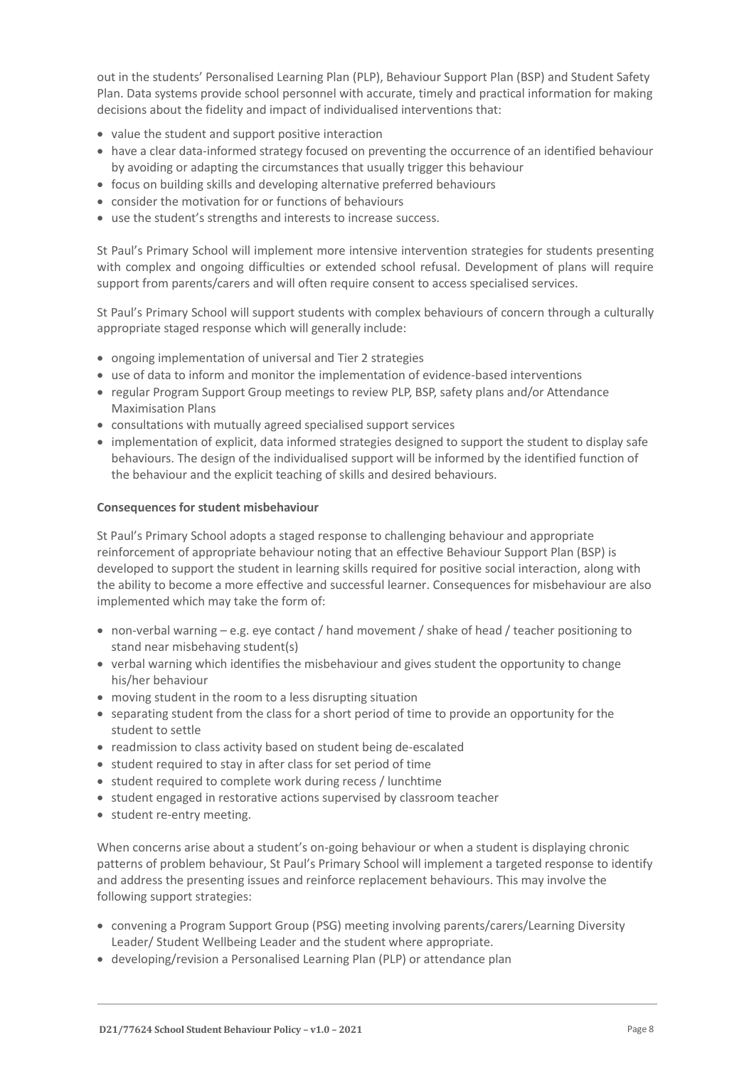out in the students' Personalised Learning Plan (PLP), Behaviour Support Plan (BSP) and Student Safety Plan. Data systems provide school personnel with accurate, timely and practical information for making decisions about the fidelity and impact of individualised interventions that:

- value the student and support positive interaction
- have a clear data-informed strategy focused on preventing the occurrence of an identified behaviour by avoiding or adapting the circumstances that usually trigger this behaviour
- focus on building skills and developing alternative preferred behaviours
- consider the motivation for or functions of behaviours
- use the student's strengths and interests to increase success.

St Paul's Primary School will implement more intensive intervention strategies for students presenting with complex and ongoing difficulties or extended school refusal. Development of plans will require support from parents/carers and will often require consent to access specialised services.

St Paul's Primary School will support students with complex behaviours of concern through a culturally appropriate staged response which will generally include:

- ongoing implementation of universal and Tier 2 strategies
- use of data to inform and monitor the implementation of evidence-based interventions
- regular Program Support Group meetings to review PLP, BSP, safety plans and/or Attendance Maximisation Plans
- consultations with mutually agreed specialised support services
- implementation of explicit, data informed strategies designed to support the student to display safe behaviours. The design of the individualised support will be informed by the identified function of the behaviour and the explicit teaching of skills and desired behaviours.

**Consequences for student misbehaviour**

St Paul's Primary School adopts a staged response to challenging behaviour and appropriate reinforcement of appropriate behaviour noting that an effective Behaviour Support Plan (BSP) is developed to support the student in learning skills required for positive social interaction, along with the ability to become a more effective and successful learner. Consequences for misbehaviour are also implemented which may take the form of:

- non-verbal warning – e.g. eye contact / hand movement / shake of head / teacher positioning to stand near misbehaving student(s)
- verbal warning which identifies the misbehaviour and gives student the opportunity to change his/her behaviour
- moving student in the room to a less disrupting situation
- separating student from the class for a short period of time to provide an opportunity for the student to settle
- readmission to class activity based on student being de-escalated
- student required to stay in after class for set period of time
- student required to complete work during recess / lunchtime
- student engaged in restorative actions supervised by classroom teacher
- student re-entry meeting.

When concerns arise about a student's on-going behaviour or when a student is displaying chronic patterns of problem behaviour, St Paul's Primary School will implement a targeted response to identify and address the presenting issues and reinforce replacement behaviours. This may involve the following support strategies:

- convening a Program Support Group (PSG) meeting involving parents/carers/Learning Diversity Leader/ Student Wellbeing Leader and the student where appropriate.
- developing/revision a Personalised Learning Plan (PLP) or attendance plan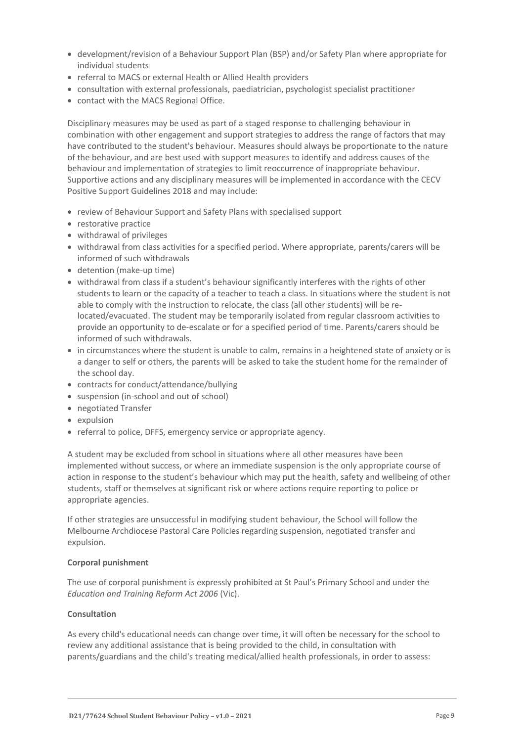- development/revision of a Behaviour Support Plan (BSP) and/or Safety Plan where appropriate for individual students
- referral to MACS or external Health or Allied Health providers
- consultation with external professionals, paediatrician, psychologist specialist practitioner
- contact with the MACS Regional Office.

Disciplinary measures may be used as part of a staged response to challenging behaviour in combination with other engagement and support strategies to address the range of factors that may have contributed to the student's behaviour. Measures should always be proportionate to the nature of the behaviour, and are best used with support measures to identify and address causes of the behaviour and implementation of strategies to limit reoccurrence of inappropriate behaviour. Supportive actions and any disciplinary measures will be implemented in accordance with the CECV Positive Support Guidelines 2018 and may include:

- review of Behaviour Support and Safety Plans with specialised support
- restorative practice
- withdrawal of privileges
- withdrawal from class activities for a specified period. Where appropriate, parents/carers will be informed of such withdrawals
- detention (make-up time)
- withdrawal from class if a student's behaviour significantly interferes with the rights of other students to learn or the capacity of a teacher to teach a class. In situations where the student is not able to comply with the instruction to relocate, the class (all other students) will be re-located/evacuated. The student may be temporarily isolated from regular classroom activities to provide an opportunity to de-escalate or for a specified period of time. Parents/carers should be informed of such withdrawals.
- in circumstances where the student is unable to calm, remains in a heightened state of anxiety or is a danger to self or others, the parents will be asked to take the student home for the remainder of the school day.
- contracts for conduct/attendance/bullying
- suspension (in-school and out of school)
- negotiated Transfer
- expulsion
- referral to police, DFFS, emergency service or appropriate agency.

A student may be excluded from school in situations where all other measures have been implemented without success, or where an immediate suspension is the only appropriate course of action in response to the student's behaviour which may put the health, safety and wellbeing of other students, staff or themselves at significant risk or where actions require reporting to police or appropriate agencies.

If other strategies are unsuccessful in modifying student behaviour, the School will follow the Melbourne Archdiocese Pastoral Care Policies regarding suspension, negotiated transfer and expulsion.

**Corporal punishment**

The use of corporal punishment is expressly prohibited at St Paul's Primary School and under the *Education and Training Reform Act 2006* (Vic).

**Consultation**

As every child's educational needs can change over time, it will often be necessary for the school to review any additional assistance that is being provided to the child, in consultation with parents/guardians and the child's treating medical/allied health professionals, in order to assess: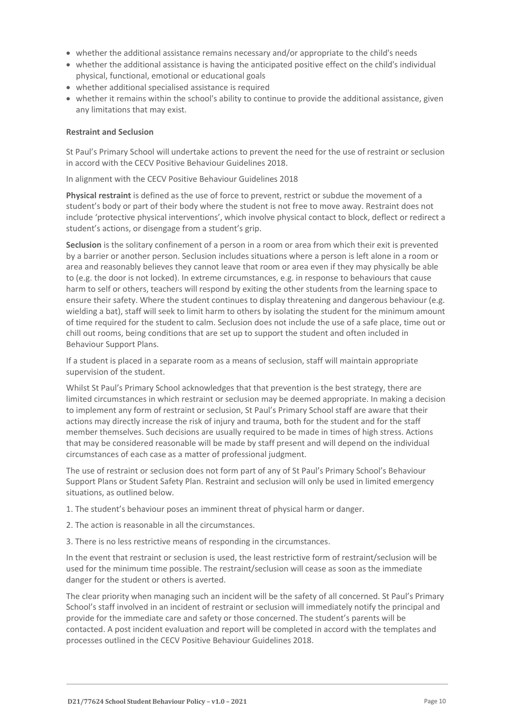- whether the additional assistance remains necessary and/or appropriate to the child's needs
- whether the additional assistance is having the anticipated positive effect on the child's individual physical, functional, emotional or educational goals
- whether additional specialised assistance is required
- whether it remains within the school's ability to continue to provide the additional assistance, given any limitations that may exist.

**Restraint and Seclusion**

St Paul's Primary School will undertake actions to prevent the need for the use of restraint or seclusion in accord with the CECV Positive Behaviour Guidelines 2018.

In alignment with the CECV Positive Behaviour Guidelines 2018

**Physical restraint** is defined as the use of force to prevent, restrict or subdue the movement of a student's body or part of their body where the student is not free to move away. Restraint does not include 'protective physical interventions', which involve physical contact to block, deflect or redirect a student's actions, or disengage from a student's grip.

**Seclusion** is the solitary confinement of a person in a room or area from which their exit is prevented by a barrier or another person. Seclusion includes situations where a person is left alone in a room or area and reasonably believes they cannot leave that room or area even if they may physically be able to (e.g. the door is not locked). In extreme circumstances, e.g. in response to behaviours that cause harm to self or others, teachers will respond by exiting the other students from the learning space to ensure their safety. Where the student continues to display threatening and dangerous behaviour (e.g. wielding a bat), staff will seek to limit harm to others by isolating the student for the minimum amount of time required for the student to calm. Seclusion does not include the use of a safe place, time out or chill out rooms, being conditions that are set up to support the student and often included in Behaviour Support Plans.

If a student is placed in a separate room as a means of seclusion, staff will maintain appropriate supervision of the student.

Whilst St Paul's Primary School acknowledges that that prevention is the best strategy, there are limited circumstances in which restraint or seclusion may be deemed appropriate. In making a decision to implement any form of restraint or seclusion, St Paul's Primary School staff are aware that their actions may directly increase the risk of injury and trauma, both for the student and for the staff member themselves. Such decisions are usually required to be made in times of high stress. Actions that may be considered reasonable will be made by staff present and will depend on the individual circumstances of each case as a matter of professional judgment.

The use of restraint or seclusion does not form part of any of St Paul's Primary School's Behaviour Support Plans or Student Safety Plan. Restraint and seclusion will only be used in limited emergency situations, as outlined below.

1. The student's behaviour poses an imminent threat of physical harm or danger.
2. The action is reasonable in all the circumstances.
3. There is no less restrictive means of responding in the circumstances.

In the event that restraint or seclusion is used, the least restrictive form of restraint/seclusion will be used for the minimum time possible. The restraint/seclusion will cease as soon as the immediate danger for the student or others is averted.

The clear priority when managing such an incident will be the safety of all concerned. St Paul's Primary School's staff involved in an incident of restraint or seclusion will immediately notify the principal and provide for the immediate care and safety or those concerned. The student's parents will be contacted. A post incident evaluation and report will be completed in accord with the templates and processes outlined in the CECV Positive Behaviour Guidelines 2018.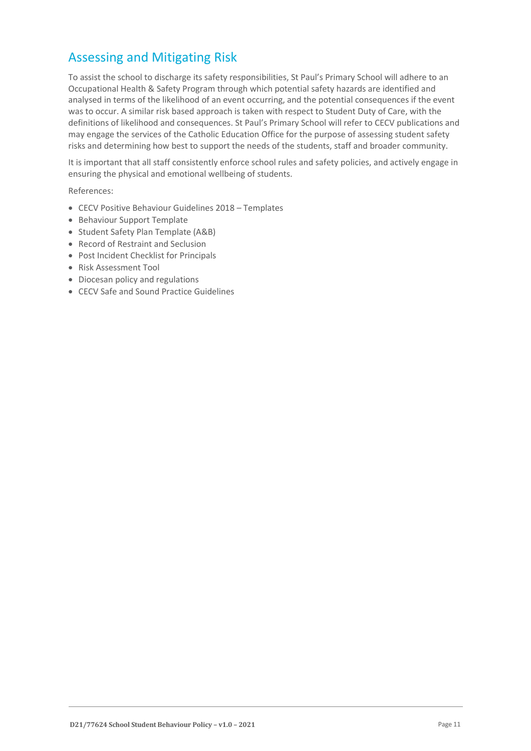## Assessing and Mitigating Risk

To assist the school to discharge its safety responsibilities, St Paul's Primary School will adhere to an Occupational Health & Safety Program through which potential safety hazards are identified and analysed in terms of the likelihood of an event occurring, and the potential consequences if the event was to occur. A similar risk based approach is taken with respect to Student Duty of Care, with the definitions of likelihood and consequences. St Paul's Primary School will refer to CECV publications and may engage the services of the Catholic Education Office for the purpose of assessing student safety risks and determining how best to support the needs of the students, staff and broader community.

It is important that all staff consistently enforce school rules and safety policies, and actively engage in ensuring the physical and emotional wellbeing of students.

References:

- CECV Positive Behaviour Guidelines 2018 – Templates
- Behaviour Support Template
- Student Safety Plan Template (A&B)
- Record of Restraint and Seclusion
- Post Incident Checklist for Principals
- Risk Assessment Tool
- Diocesan policy and regulations
- CECV Safe and Sound Practice Guidelines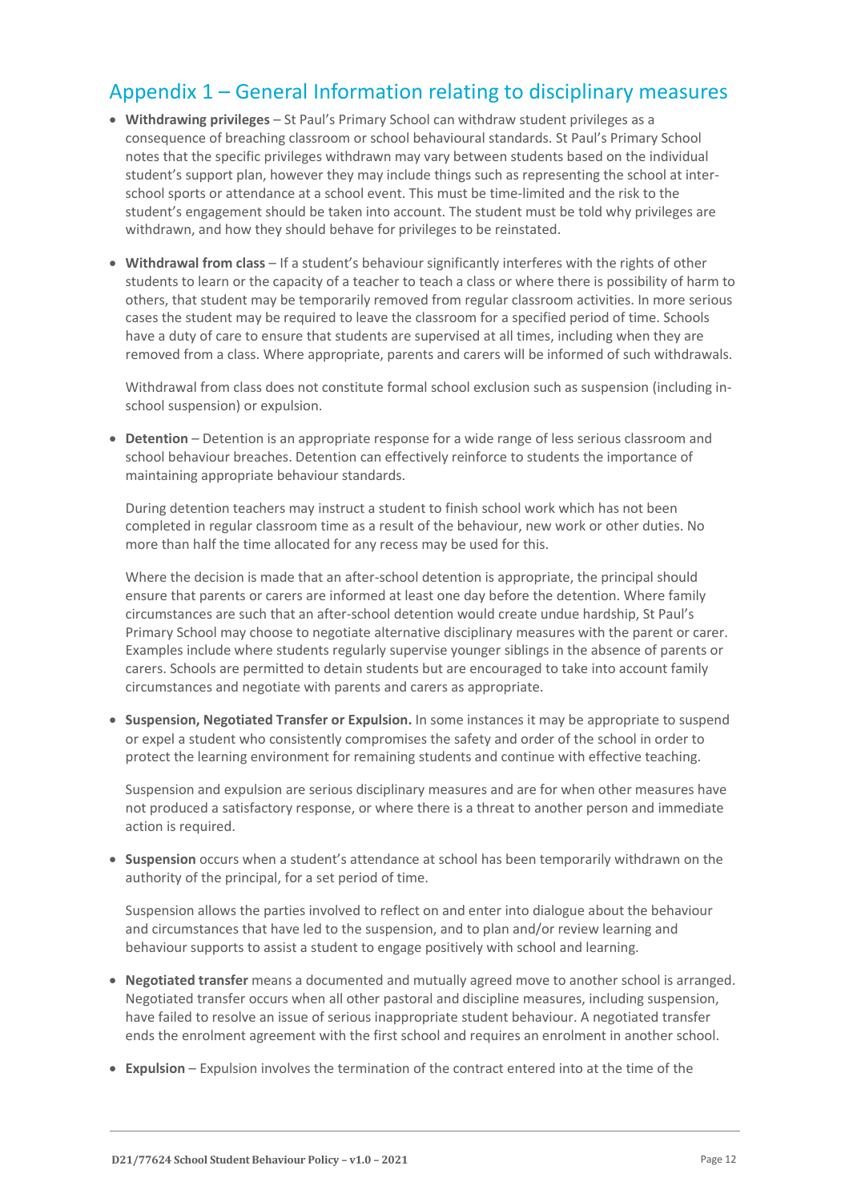## Appendix 1 – General Information relating to disciplinary measures

- **Withdrawing privileges** – St Paul's Primary School can withdraw student privileges as a consequence of breaching classroom or school behavioural standards. St Paul's Primary School notes that the specific privileges withdrawn may vary between students based on the individual student's support plan, however they may include things such as representing the school at inter-school sports or attendance at a school event. This must be time-limited and the risk to the student's engagement should be taken into account. The student must be told why privileges are withdrawn, and how they should behave for privileges to be reinstated.

- **Withdrawal from class** – If a student's behaviour significantly interferes with the rights of other students to learn or the capacity of a teacher to teach a class or where there is possibility of harm to others, that student may be temporarily removed from regular classroom activities. In more serious cases the student may be required to leave the classroom for a specified period of time. Schools have a duty of care to ensure that students are supervised at all times, including when they are removed from a class. Where appropriate, parents and carers will be informed of such withdrawals.

  Withdrawal from class does not constitute formal school exclusion such as suspension (including in-school suspension) or expulsion.

- **Detention** – Detention is an appropriate response for a wide range of less serious classroom and school behaviour breaches. Detention can effectively reinforce to students the importance of maintaining appropriate behaviour standards.

  During detention teachers may instruct a student to finish school work which has not been completed in regular classroom time as a result of the behaviour, new work or other duties. No more than half the time allocated for any recess may be used for this.

  Where the decision is made that an after-school detention is appropriate, the principal should ensure that parents or carers are informed at least one day before the detention. Where family circumstances are such that an after-school detention would create undue hardship, St Paul's Primary School may choose to negotiate alternative disciplinary measures with the parent or carer. Examples include where students regularly supervise younger siblings in the absence of parents or carers. Schools are permitted to detain students but are encouraged to take into account family circumstances and negotiate with parents and carers as appropriate.

- **Suspension, Negotiated Transfer or Expulsion.** In some instances it may be appropriate to suspend or expel a student who consistently compromises the safety and order of the school in order to protect the learning environment for remaining students and continue with effective teaching.

  Suspension and expulsion are serious disciplinary measures and are for when other measures have not produced a satisfactory response, or where there is a threat to another person and immediate action is required.

- **Suspension** occurs when a student's attendance at school has been temporarily withdrawn on the authority of the principal, for a set period of time.

  Suspension allows the parties involved to reflect on and enter into dialogue about the behaviour and circumstances that have led to the suspension, and to plan and/or review learning and behaviour supports to assist a student to engage positively with school and learning.

- **Negotiated transfer** means a documented and mutually agreed move to another school is arranged. Negotiated transfer occurs when all other pastoral and discipline measures, including suspension, have failed to resolve an issue of serious inappropriate student behaviour. A negotiated transfer ends the enrolment agreement with the first school and requires an enrolment in another school.

- **Expulsion** – Expulsion involves the termination of the contract entered into at the time of the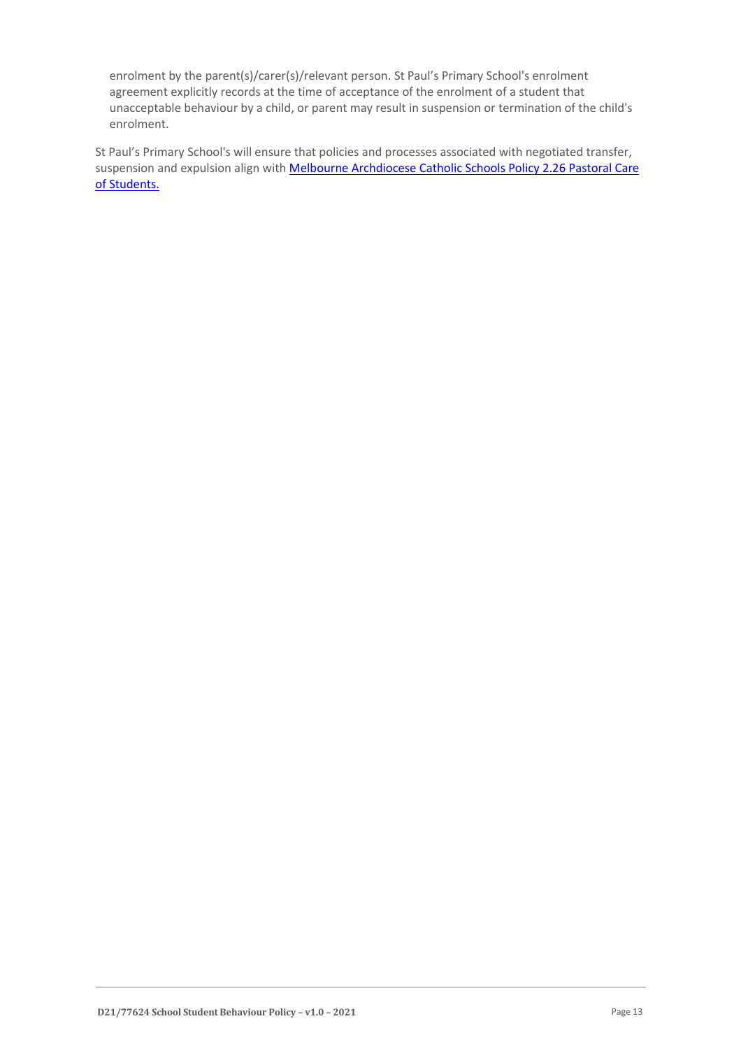enrolment by the parent(s)/carer(s)/relevant person. St Paul's Primary School's enrolment agreement explicitly records at the time of acceptance of the enrolment of a student that unacceptable behaviour by a child, or parent may result in suspension or termination of the child's enrolment.

St Paul's Primary School's will ensure that policies and processes associated with negotiated transfer, suspension and expulsion align with [Melbourne Archdiocese Catholic Schools Policy 2.26 Pastoral Care of Students.]